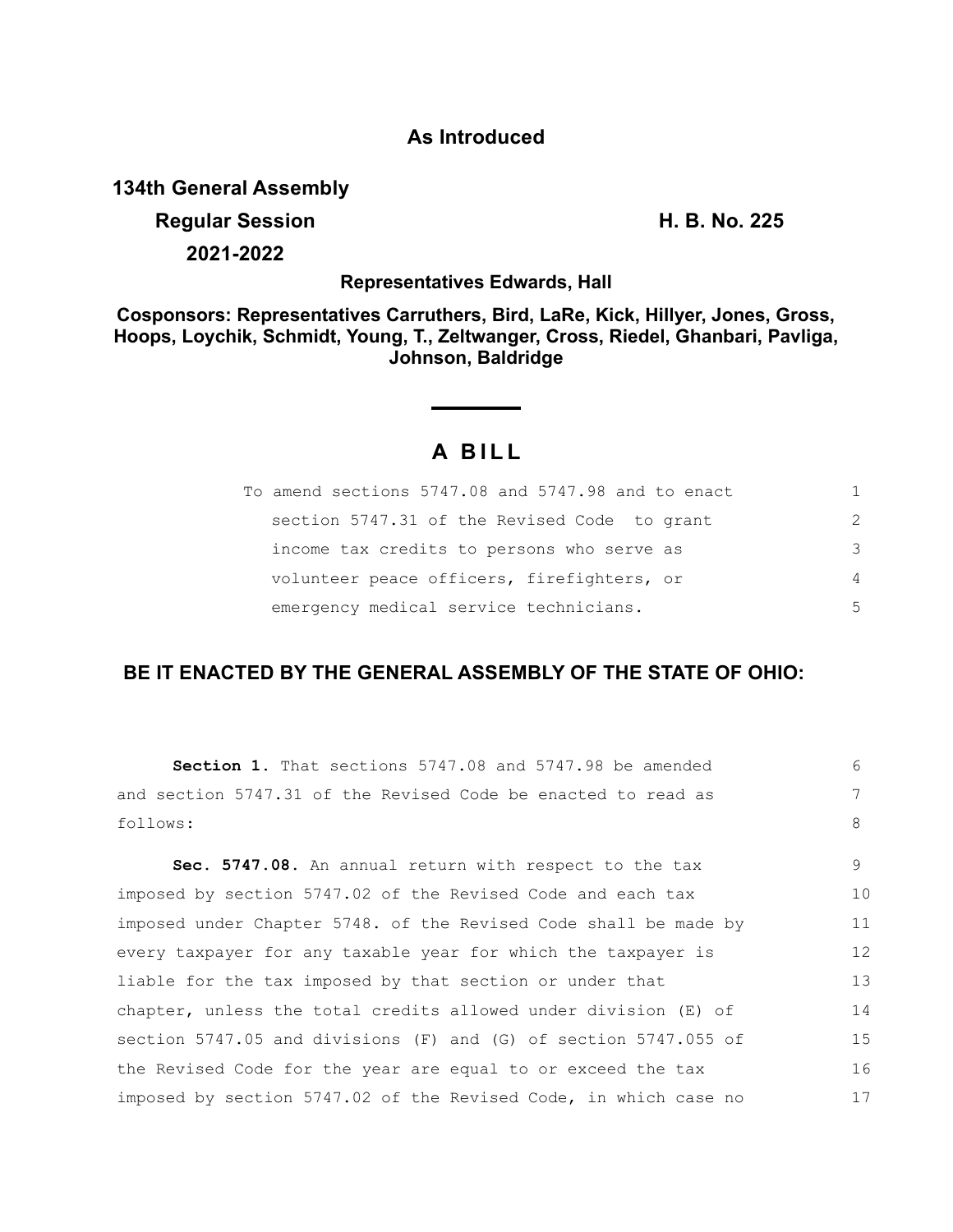**As Introduced**

**134th General Assembly**

**Regular Session**

**2021-2022**

**H. B. No. 225**

**Representatives Edwards, Hall**

**Cosponsors: Representatives Carruthers, Bird, LaRe, Kick, Hillyer, Jones, Gross, Hoops, Loychik, Schmidt, Young, T., Zeltwanger, Cross, Riedel, Ghanbari, Pavliga, Johnson, Baldridge**

# A BILL

To amend sections 5747.08 and 5747.98 and to enact section 5747.31 of the Revised Code to grant income tax credits to persons who serve as volunteer peace officers, firefighters, or emergency medical service technicians.

**BE IT ENACTED BY THE GENERAL ASSEMBLY OF THE STATE OF OHIO:**

**Section 1.** That sections 5747.08 and 5747.98 be amended and section 5747.31 of the Revised Code be enacted to read as follows:

**Sec. 5747.08.** An annual return with respect to the tax imposed by section 5747.02 of the Revised Code and each tax imposed under Chapter 5748. of the Revised Code shall be made by every taxpayer for any taxable year for which the taxpayer is liable for the tax imposed by that section or under that chapter, unless the total credits allowed under division (E) of section 5747.05 and divisions (F) and (G) of section 5747.055 of the Revised Code for the year are equal to or exceed the tax imposed by section 5747.02 of the Revised Code, in which case no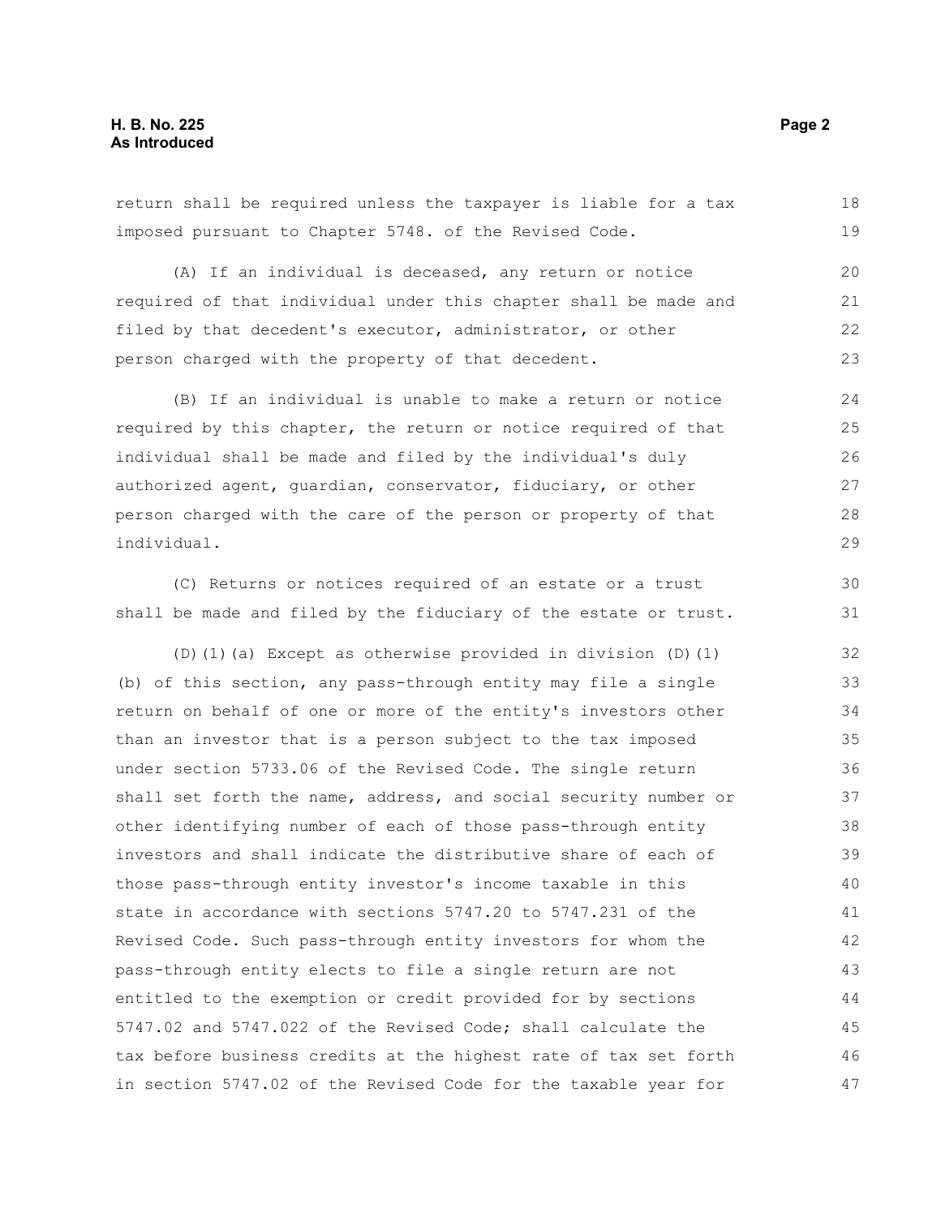return shall be required unless the taxpayer is liable for a tax imposed pursuant to Chapter 5748. of the Revised Code.

(A) If an individual is deceased, any return or notice required of that individual under this chapter shall be made and filed by that decedent's executor, administrator, or other person charged with the property of that decedent.

(B) If an individual is unable to make a return or notice required by this chapter, the return or notice required of that individual shall be made and filed by the individual's duly authorized agent, guardian, conservator, fiduciary, or other person charged with the care of the person or property of that individual.

(C) Returns or notices required of an estate or a trust shall be made and filed by the fiduciary of the estate or trust.

(D)(1)(a) Except as otherwise provided in division (D)(1)(b) of this section, any pass-through entity may file a single return on behalf of one or more of the entity's investors other than an investor that is a person subject to the tax imposed under section 5733.06 of the Revised Code. The single return shall set forth the name, address, and social security number or other identifying number of each of those pass-through entity investors and shall indicate the distributive share of each of those pass-through entity investor's income taxable in this state in accordance with sections 5747.20 to 5747.231 of the Revised Code. Such pass-through entity investors for whom the pass-through entity elects to file a single return are not entitled to the exemption or credit provided for by sections 5747.02 and 5747.022 of the Revised Code; shall calculate the tax before business credits at the highest rate of tax set forth in section 5747.02 of the Revised Code for the taxable year for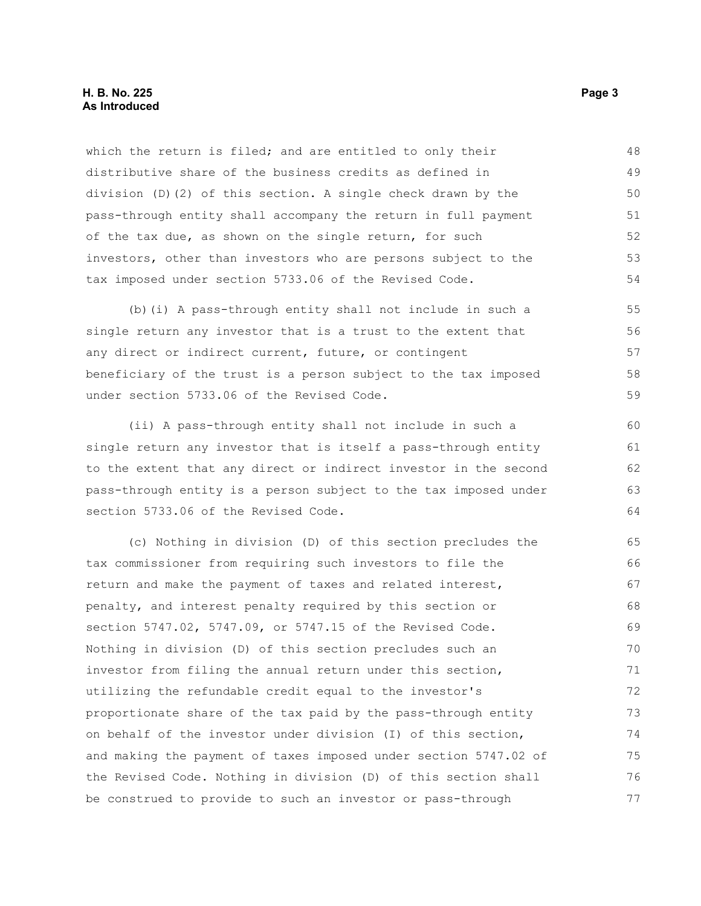which the return is filed; and are entitled to only their distributive share of the business credits as defined in division (D)(2) of this section. A single check drawn by the pass-through entity shall accompany the return in full payment of the tax due, as shown on the single return, for such investors, other than investors who are persons subject to the tax imposed under section 5733.06 of the Revised Code.

(b)(i) A pass-through entity shall not include in such a single return any investor that is a trust to the extent that any direct or indirect current, future, or contingent beneficiary of the trust is a person subject to the tax imposed under section 5733.06 of the Revised Code.

(ii) A pass-through entity shall not include in such a single return any investor that is itself a pass-through entity to the extent that any direct or indirect investor in the second pass-through entity is a person subject to the tax imposed under section 5733.06 of the Revised Code.

(c) Nothing in division (D) of this section precludes the tax commissioner from requiring such investors to file the return and make the payment of taxes and related interest, penalty, and interest penalty required by this section or section 5747.02, 5747.09, or 5747.15 of the Revised Code. Nothing in division (D) of this section precludes such an investor from filing the annual return under this section, utilizing the refundable credit equal to the investor's proportionate share of the tax paid by the pass-through entity on behalf of the investor under division (I) of this section, and making the payment of taxes imposed under section 5747.02 of the Revised Code. Nothing in division (D) of this section shall be construed to provide to such an investor or pass-through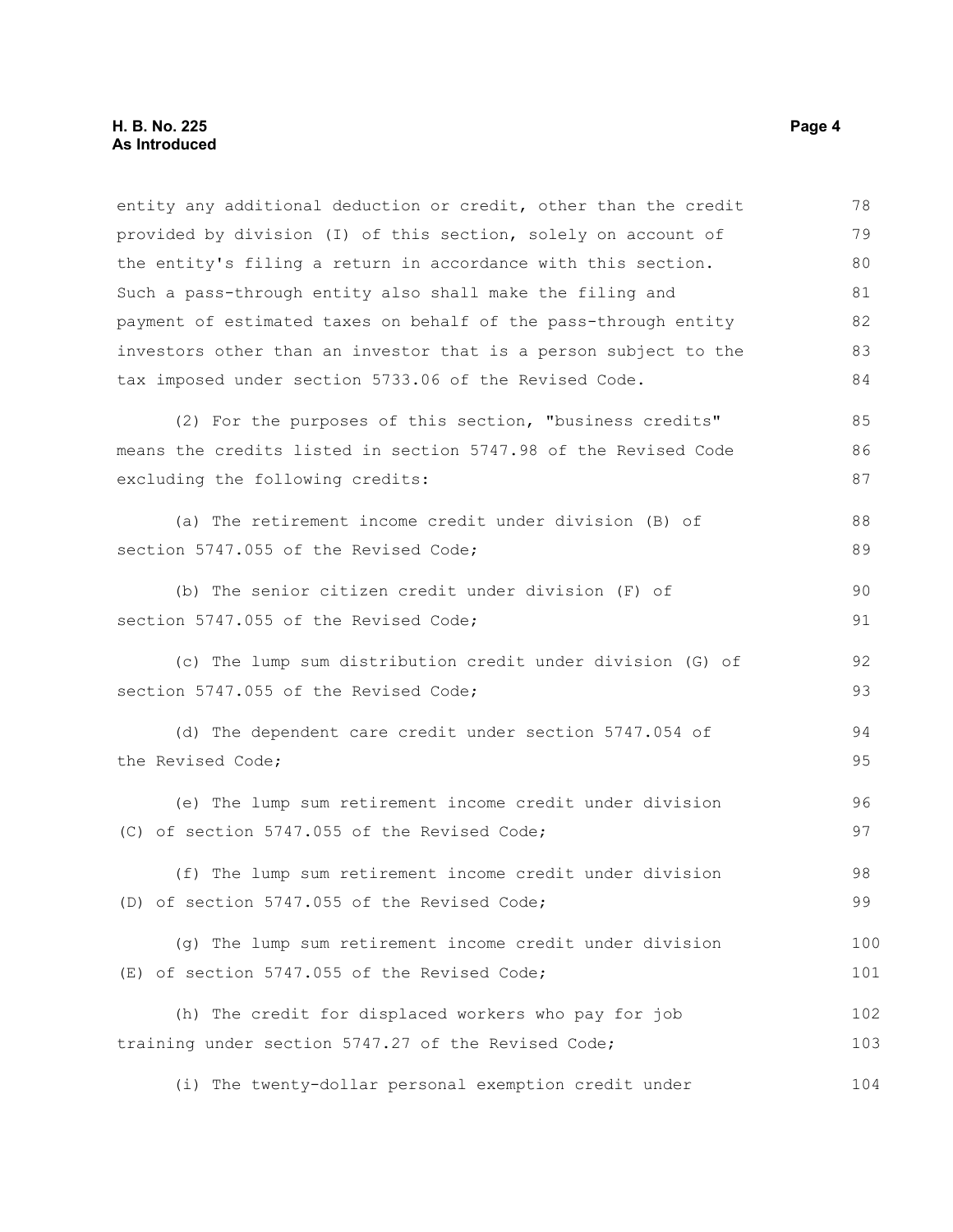entity any additional deduction or credit, other than the credit provided by division (I) of this section, solely on account of the entity's filing a return in accordance with this section. Such a pass-through entity also shall make the filing and payment of estimated taxes on behalf of the pass-through entity investors other than an investor that is a person subject to the tax imposed under section 5733.06 of the Revised Code.

(2) For the purposes of this section, "business credits" means the credits listed in section 5747.98 of the Revised Code excluding the following credits:

(a) The retirement income credit under division (B) of section 5747.055 of the Revised Code;

(b) The senior citizen credit under division (F) of section 5747.055 of the Revised Code;

(c) The lump sum distribution credit under division (G) of section 5747.055 of the Revised Code;

(d) The dependent care credit under section 5747.054 of the Revised Code;

(e) The lump sum retirement income credit under division (C) of section 5747.055 of the Revised Code;

(f) The lump sum retirement income credit under division (D) of section 5747.055 of the Revised Code;

(g) The lump sum retirement income credit under division (E) of section 5747.055 of the Revised Code;

(h) The credit for displaced workers who pay for job training under section 5747.27 of the Revised Code;

(i) The twenty-dollar personal exemption credit under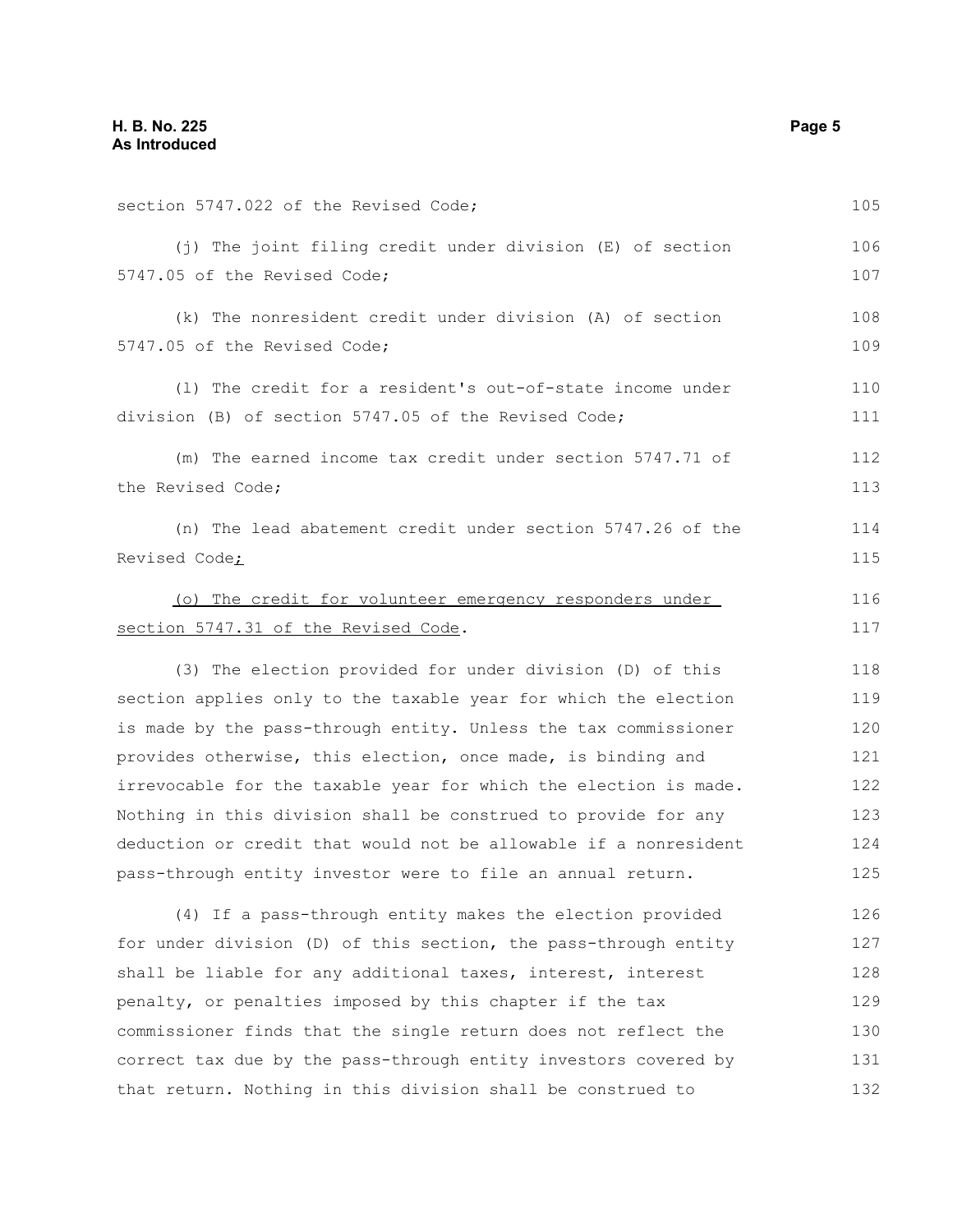section 5747.022 of the Revised Code;

(j) The joint filing credit under division (E) of section 5747.05 of the Revised Code;

(k) The nonresident credit under division (A) of section 5747.05 of the Revised Code;

(l) The credit for a resident's out-of-state income under division (B) of section 5747.05 of the Revised Code;

(m) The earned income tax credit under section 5747.71 of the Revised Code;

(n) The lead abatement credit under section 5747.26 of the Revised Code;

(o) The credit for volunteer emergency responders under section 5747.31 of the Revised Code.

(3) The election provided for under division (D) of this section applies only to the taxable year for which the election is made by the pass-through entity. Unless the tax commissioner provides otherwise, this election, once made, is binding and irrevocable for the taxable year for which the election is made. Nothing in this division shall be construed to provide for any deduction or credit that would not be allowable if a nonresident pass-through entity investor were to file an annual return.

(4) If a pass-through entity makes the election provided for under division (D) of this section, the pass-through entity shall be liable for any additional taxes, interest, interest penalty, or penalties imposed by this chapter if the tax commissioner finds that the single return does not reflect the correct tax due by the pass-through entity investors covered by that return. Nothing in this division shall be construed to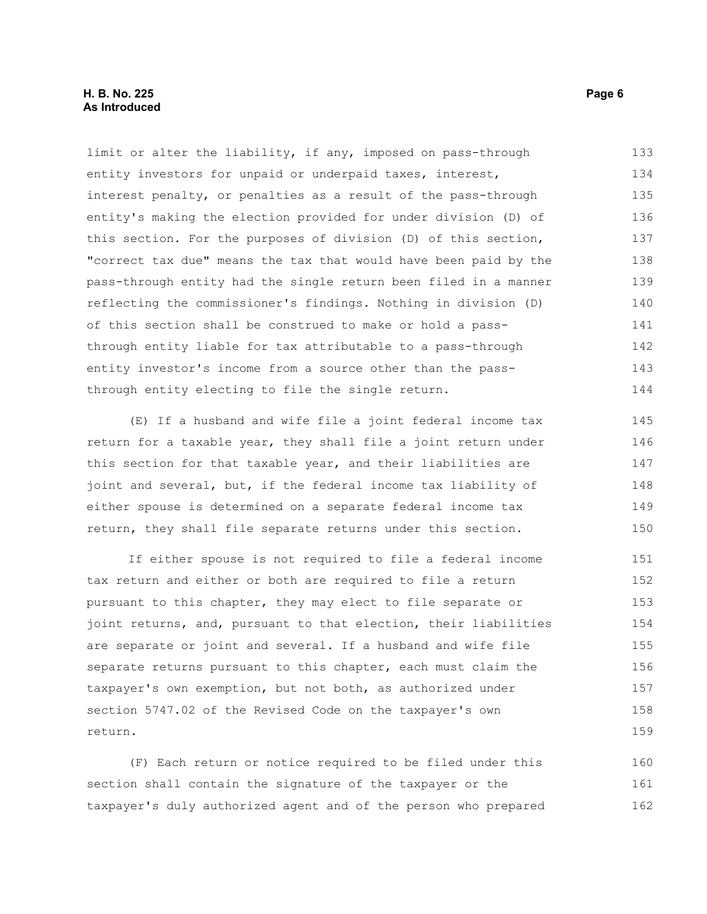limit or alter the liability, if any, imposed on pass-through entity investors for unpaid or underpaid taxes, interest, interest penalty, or penalties as a result of the pass-through entity's making the election provided for under division (D) of this section. For the purposes of division (D) of this section, "correct tax due" means the tax that would have been paid by the pass-through entity had the single return been filed in a manner reflecting the commissioner's findings. Nothing in division (D) of this section shall be construed to make or hold a pass-through entity liable for tax attributable to a pass-through entity investor's income from a source other than the pass-through entity electing to file the single return.

(E) If a husband and wife file a joint federal income tax return for a taxable year, they shall file a joint return under this section for that taxable year, and their liabilities are joint and several, but, if the federal income tax liability of either spouse is determined on a separate federal income tax return, they shall file separate returns under this section.

If either spouse is not required to file a federal income tax return and either or both are required to file a return pursuant to this chapter, they may elect to file separate or joint returns, and, pursuant to that election, their liabilities are separate or joint and several. If a husband and wife file separate returns pursuant to this chapter, each must claim the taxpayer's own exemption, but not both, as authorized under section 5747.02 of the Revised Code on the taxpayer's own return.

(F) Each return or notice required to be filed under this section shall contain the signature of the taxpayer or the taxpayer's duly authorized agent and of the person who prepared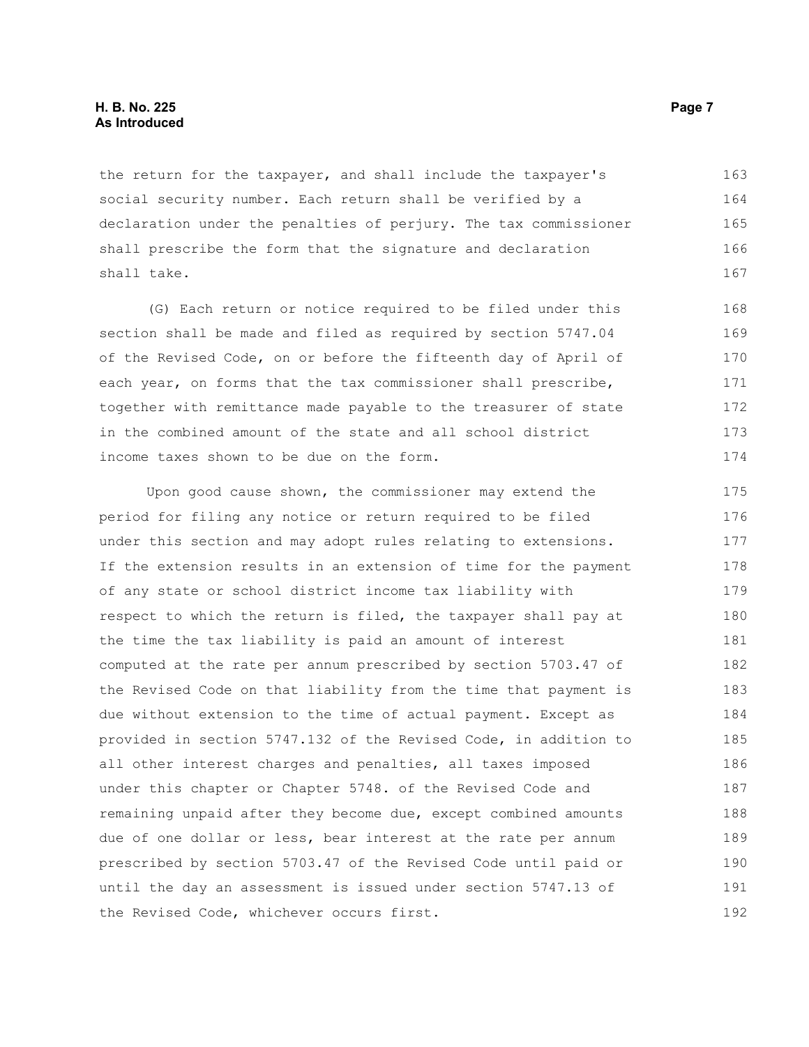the return for the taxpayer, and shall include the taxpayer's social security number. Each return shall be verified by a declaration under the penalties of perjury. The tax commissioner shall prescribe the form that the signature and declaration shall take.

(G) Each return or notice required to be filed under this section shall be made and filed as required by section 5747.04 of the Revised Code, on or before the fifteenth day of April of each year, on forms that the tax commissioner shall prescribe, together with remittance made payable to the treasurer of state in the combined amount of the state and all school district income taxes shown to be due on the form.

Upon good cause shown, the commissioner may extend the period for filing any notice or return required to be filed under this section and may adopt rules relating to extensions. If the extension results in an extension of time for the payment of any state or school district income tax liability with respect to which the return is filed, the taxpayer shall pay at the time the tax liability is paid an amount of interest computed at the rate per annum prescribed by section 5703.47 of the Revised Code on that liability from the time that payment is due without extension to the time of actual payment. Except as provided in section 5747.132 of the Revised Code, in addition to all other interest charges and penalties, all taxes imposed under this chapter or Chapter 5748. of the Revised Code and remaining unpaid after they become due, except combined amounts due of one dollar or less, bear interest at the rate per annum prescribed by section 5703.47 of the Revised Code until paid or until the day an assessment is issued under section 5747.13 of the Revised Code, whichever occurs first.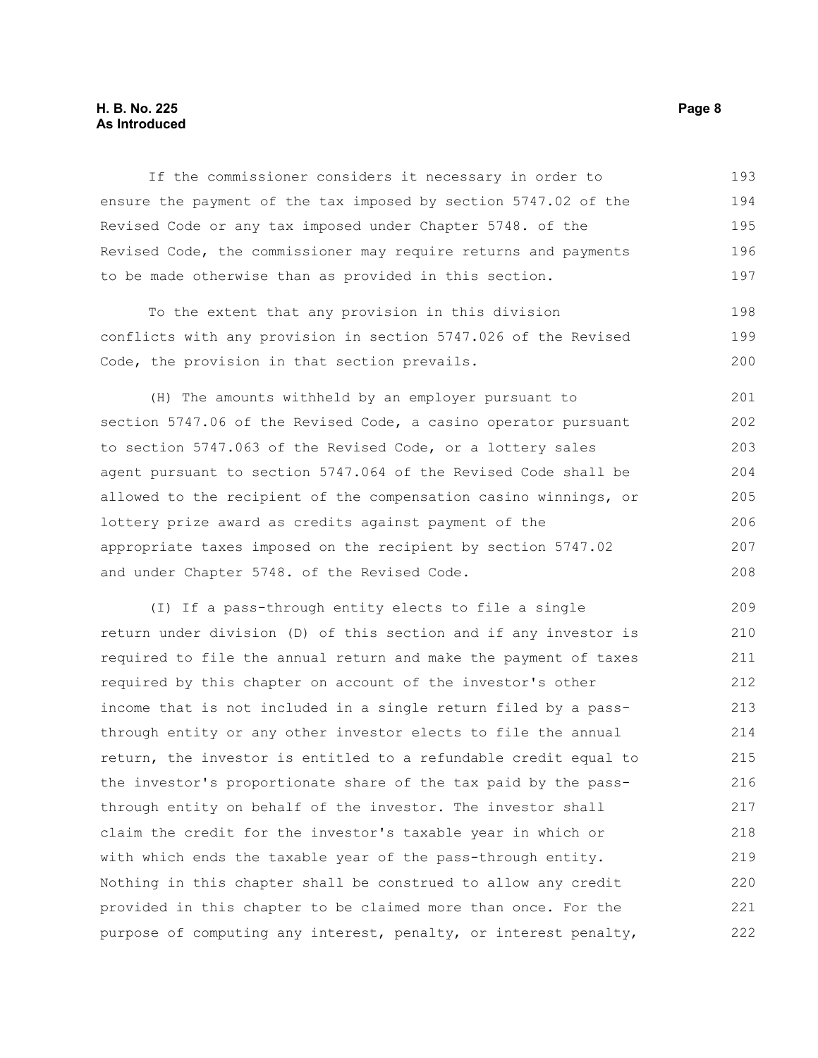If the commissioner considers it necessary in order to ensure the payment of the tax imposed by section 5747.02 of the Revised Code or any tax imposed under Chapter 5748. of the Revised Code, the commissioner may require returns and payments to be made otherwise than as provided in this section.

To the extent that any provision in this division conflicts with any provision in section 5747.026 of the Revised Code, the provision in that section prevails.

(H) The amounts withheld by an employer pursuant to section 5747.06 of the Revised Code, a casino operator pursuant to section 5747.063 of the Revised Code, or a lottery sales agent pursuant to section 5747.064 of the Revised Code shall be allowed to the recipient of the compensation casino winnings, or lottery prize award as credits against payment of the appropriate taxes imposed on the recipient by section 5747.02 and under Chapter 5748. of the Revised Code.

(I) If a pass-through entity elects to file a single return under division (D) of this section and if any investor is required to file the annual return and make the payment of taxes required by this chapter on account of the investor's other income that is not included in a single return filed by a pass-through entity or any other investor elects to file the annual return, the investor is entitled to a refundable credit equal to the investor's proportionate share of the tax paid by the pass-through entity on behalf of the investor. The investor shall claim the credit for the investor's taxable year in which or with which ends the taxable year of the pass-through entity. Nothing in this chapter shall be construed to allow any credit provided in this chapter to be claimed more than once. For the purpose of computing any interest, penalty, or interest penalty,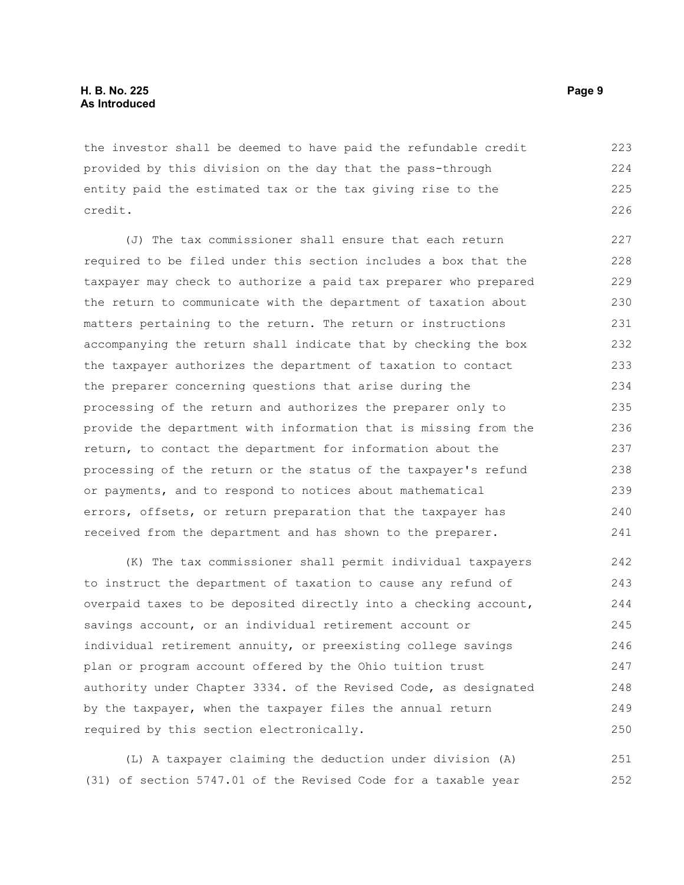the investor shall be deemed to have paid the refundable credit provided by this division on the day that the pass-through entity paid the estimated tax or the tax giving rise to the credit.

(J) The tax commissioner shall ensure that each return required to be filed under this section includes a box that the taxpayer may check to authorize a paid tax preparer who prepared the return to communicate with the department of taxation about matters pertaining to the return. The return or instructions accompanying the return shall indicate that by checking the box the taxpayer authorizes the department of taxation to contact the preparer concerning questions that arise during the processing of the return and authorizes the preparer only to provide the department with information that is missing from the return, to contact the department for information about the processing of the return or the status of the taxpayer's refund or payments, and to respond to notices about mathematical errors, offsets, or return preparation that the taxpayer has received from the department and has shown to the preparer.

(K) The tax commissioner shall permit individual taxpayers to instruct the department of taxation to cause any refund of overpaid taxes to be deposited directly into a checking account, savings account, or an individual retirement account or individual retirement annuity, or preexisting college savings plan or program account offered by the Ohio tuition trust authority under Chapter 3334. of the Revised Code, as designated by the taxpayer, when the taxpayer files the annual return required by this section electronically.

(L) A taxpayer claiming the deduction under division (A)(31) of section 5747.01 of the Revised Code for a taxable year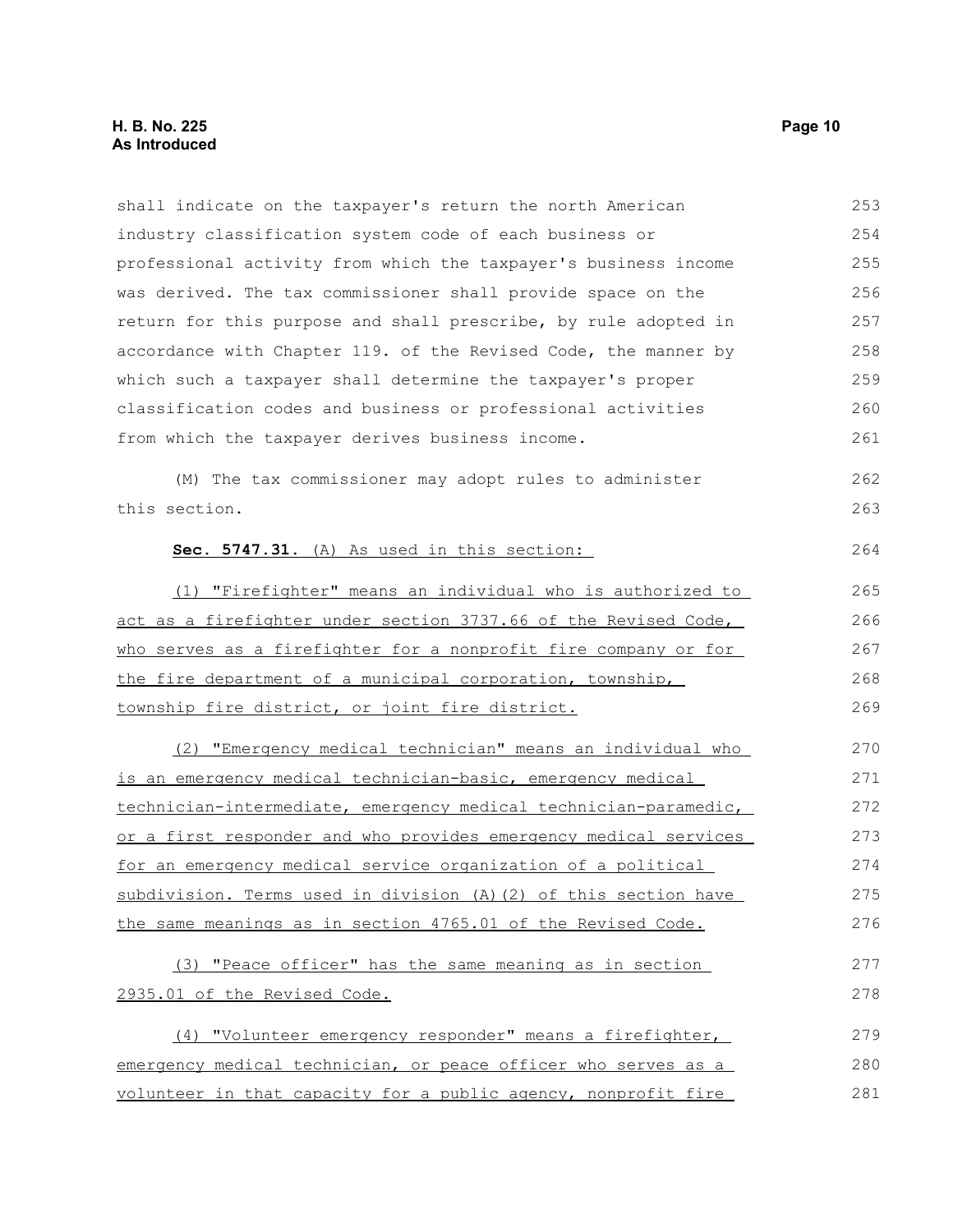shall indicate on the taxpayer's return the north American industry classification system code of each business or professional activity from which the taxpayer's business income was derived. The tax commissioner shall provide space on the return for this purpose and shall prescribe, by rule adopted in accordance with Chapter 119. of the Revised Code, the manner by which such a taxpayer shall determine the taxpayer's proper classification codes and business or professional activities from which the taxpayer derives business income.

(M) The tax commissioner may adopt rules to administer this section.

**Sec. 5747.31.** (A) As used in this section:

(1) "Firefighter" means an individual who is authorized to act as a firefighter under section 3737.66 of the Revised Code, who serves as a firefighter for a nonprofit fire company or for the fire department of a municipal corporation, township, township fire district, or joint fire district.

(2) "Emergency medical technician" means an individual who is an emergency medical technician-basic, emergency medical technician-intermediate, emergency medical technician-paramedic, or a first responder and who provides emergency medical services for an emergency medical service organization of a political subdivision. Terms used in division (A)(2) of this section have the same meanings as in section 4765.01 of the Revised Code.

(3) "Peace officer" has the same meaning as in section 2935.01 of the Revised Code.

(4) "Volunteer emergency responder" means a firefighter, emergency medical technician, or peace officer who serves as a volunteer in that capacity for a public agency, nonprofit fire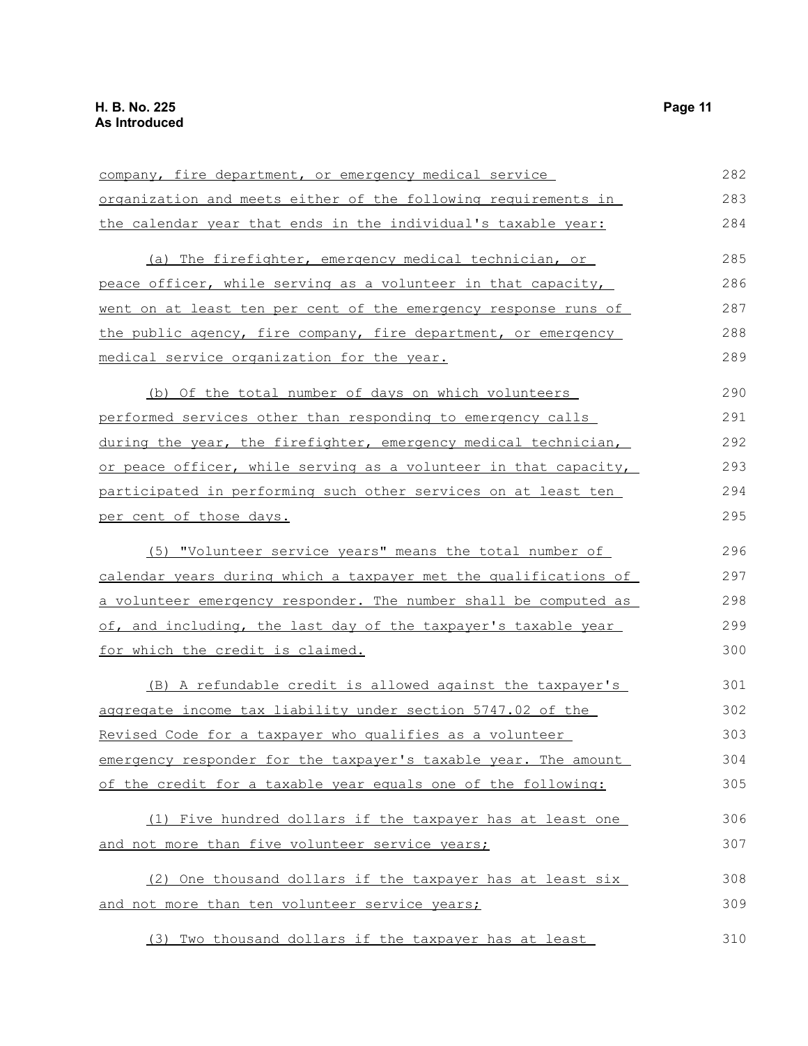company, fire department, or emergency medical service organization and meets either of the following requirements in the calendar year that ends in the individual's taxable year:

(a) The firefighter, emergency medical technician, or peace officer, while serving as a volunteer in that capacity, went on at least ten per cent of the emergency response runs of the public agency, fire company, fire department, or emergency medical service organization for the year.

(b) Of the total number of days on which volunteers performed services other than responding to emergency calls during the year, the firefighter, emergency medical technician, or peace officer, while serving as a volunteer in that capacity, participated in performing such other services on at least ten per cent of those days.

(5) "Volunteer service years" means the total number of calendar years during which a taxpayer met the qualifications of a volunteer emergency responder. The number shall be computed as of, and including, the last day of the taxpayer's taxable year for which the credit is claimed.

(B) A refundable credit is allowed against the taxpayer's aggregate income tax liability under section 5747.02 of the Revised Code for a taxpayer who qualifies as a volunteer emergency responder for the taxpayer's taxable year. The amount of the credit for a taxable year equals one of the following:

(1) Five hundred dollars if the taxpayer has at least one and not more than five volunteer service years;

(2) One thousand dollars if the taxpayer has at least six and not more than ten volunteer service years;

(3) Two thousand dollars if the taxpayer has at least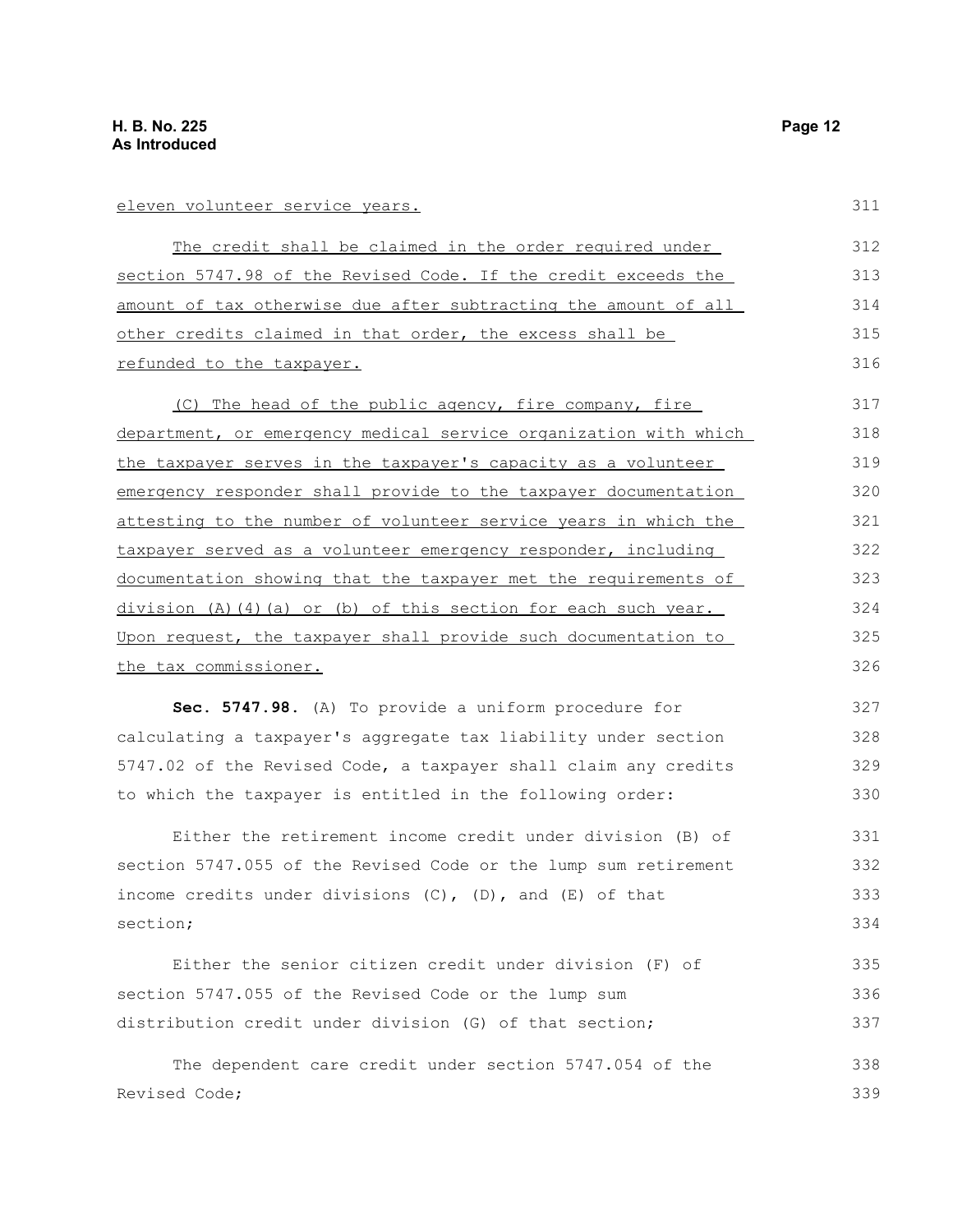eleven volunteer service years.

The credit shall be claimed in the order required under section 5747.98 of the Revised Code. If the credit exceeds the amount of tax otherwise due after subtracting the amount of all other credits claimed in that order, the excess shall be refunded to the taxpayer.

(C) The head of the public agency, fire company, fire department, or emergency medical service organization with which the taxpayer serves in the taxpayer's capacity as a volunteer emergency responder shall provide to the taxpayer documentation attesting to the number of volunteer service years in which the taxpayer served as a volunteer emergency responder, including documentation showing that the taxpayer met the requirements of division (A)(4)(a) or (b) of this section for each such year. Upon request, the taxpayer shall provide such documentation to the tax commissioner.

**Sec. 5747.98.** (A) To provide a uniform procedure for calculating a taxpayer's aggregate tax liability under section 5747.02 of the Revised Code, a taxpayer shall claim any credits to which the taxpayer is entitled in the following order:

Either the retirement income credit under division (B) of section 5747.055 of the Revised Code or the lump sum retirement income credits under divisions (C), (D), and (E) of that section;

Either the senior citizen credit under division (F) of section 5747.055 of the Revised Code or the lump sum distribution credit under division (G) of that section;

The dependent care credit under section 5747.054 of the Revised Code;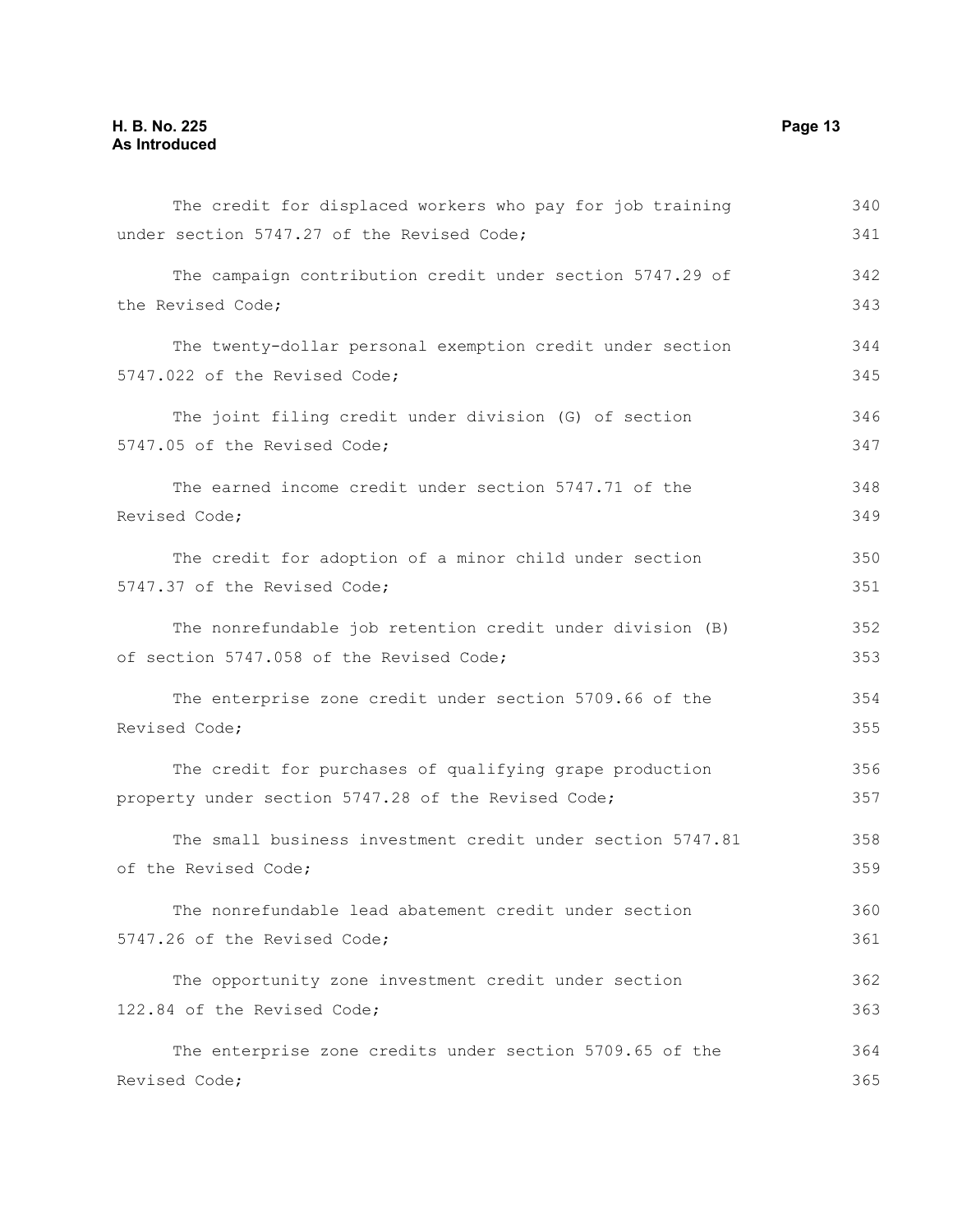The credit for displaced workers who pay for job training under section 5747.27 of the Revised Code;

The campaign contribution credit under section 5747.29 of the Revised Code;

The twenty-dollar personal exemption credit under section 5747.022 of the Revised Code;

The joint filing credit under division (G) of section 5747.05 of the Revised Code;

The earned income credit under section 5747.71 of the Revised Code;

The credit for adoption of a minor child under section 5747.37 of the Revised Code;

The nonrefundable job retention credit under division (B) of section 5747.058 of the Revised Code;

The enterprise zone credit under section 5709.66 of the Revised Code;

The credit for purchases of qualifying grape production property under section 5747.28 of the Revised Code;

The small business investment credit under section 5747.81 of the Revised Code;

The nonrefundable lead abatement credit under section 5747.26 of the Revised Code;

The opportunity zone investment credit under section 122.84 of the Revised Code;

The enterprise zone credits under section 5709.65 of the Revised Code;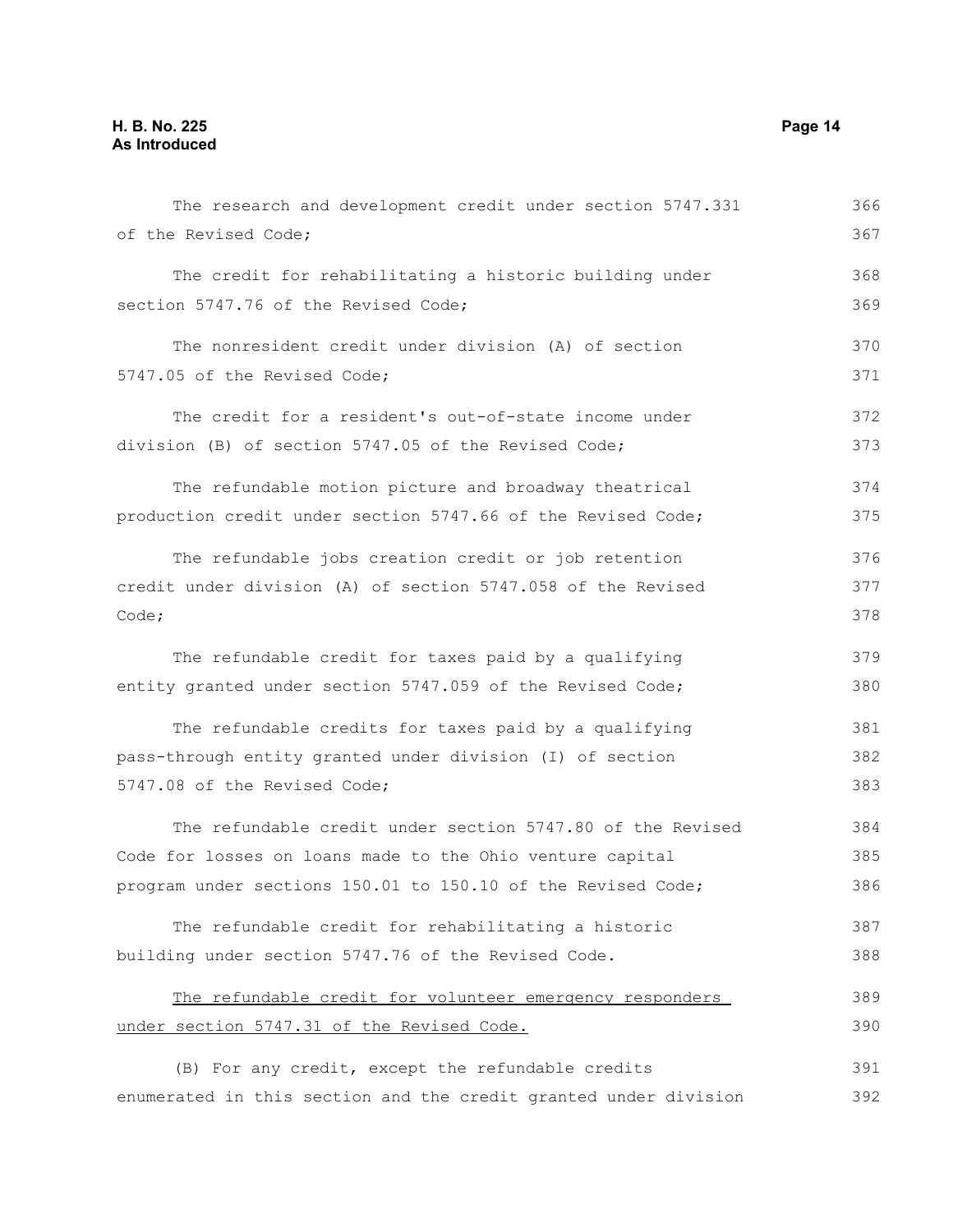The research and development credit under section 5747.331 of the Revised Code;

The credit for rehabilitating a historic building under section 5747.76 of the Revised Code;

The nonresident credit under division (A) of section 5747.05 of the Revised Code;

The credit for a resident's out-of-state income under division (B) of section 5747.05 of the Revised Code;

The refundable motion picture and broadway theatrical production credit under section 5747.66 of the Revised Code;

The refundable jobs creation credit or job retention credit under division (A) of section 5747.058 of the Revised Code;

The refundable credit for taxes paid by a qualifying entity granted under section 5747.059 of the Revised Code;

The refundable credits for taxes paid by a qualifying pass-through entity granted under division (I) of section 5747.08 of the Revised Code;

The refundable credit under section 5747.80 of the Revised Code for losses on loans made to the Ohio venture capital program under sections 150.01 to 150.10 of the Revised Code;

The refundable credit for rehabilitating a historic building under section 5747.76 of the Revised Code.

<u>The refundable credit for volunteer emergency responders under section 5747.31 of the Revised Code.</u>

(B) For any credit, except the refundable credits enumerated in this section and the credit granted under division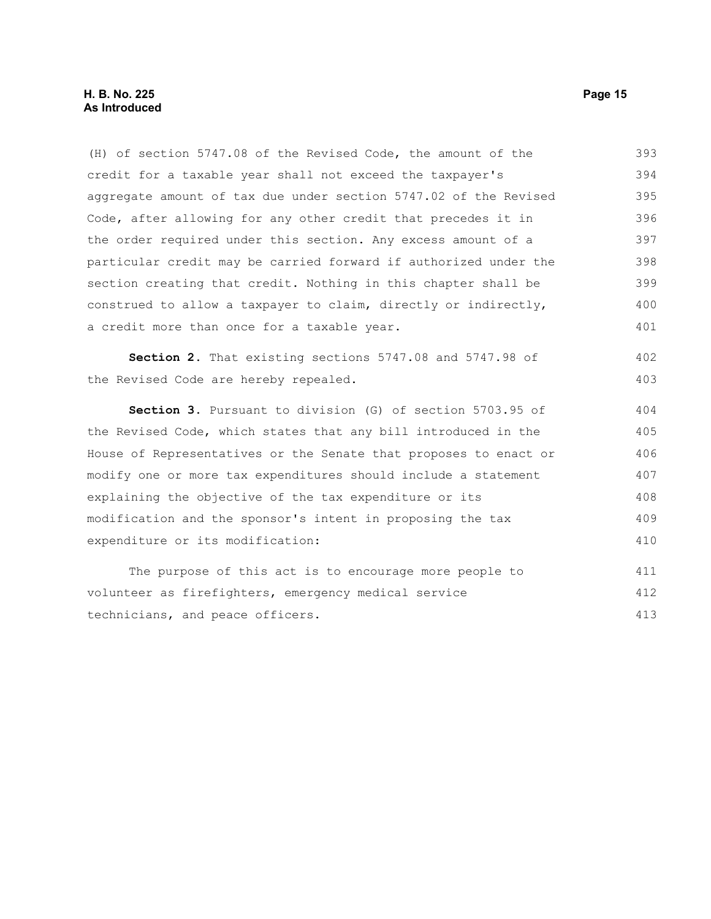(H) of section 5747.08 of the Revised Code, the amount of the credit for a taxable year shall not exceed the taxpayer's aggregate amount of tax due under section 5747.02 of the Revised Code, after allowing for any other credit that precedes it in the order required under this section. Any excess amount of a particular credit may be carried forward if authorized under the section creating that credit. Nothing in this chapter shall be construed to allow a taxpayer to claim, directly or indirectly, a credit more than once for a taxable year.

**Section 2.** That existing sections 5747.08 and 5747.98 of the Revised Code are hereby repealed.

**Section 3.** Pursuant to division (G) of section 5703.95 of the Revised Code, which states that any bill introduced in the House of Representatives or the Senate that proposes to enact or modify one or more tax expenditures should include a statement explaining the objective of the tax expenditure or its modification and the sponsor's intent in proposing the tax expenditure or its modification:

The purpose of this act is to encourage more people to volunteer as firefighters, emergency medical service technicians, and peace officers.